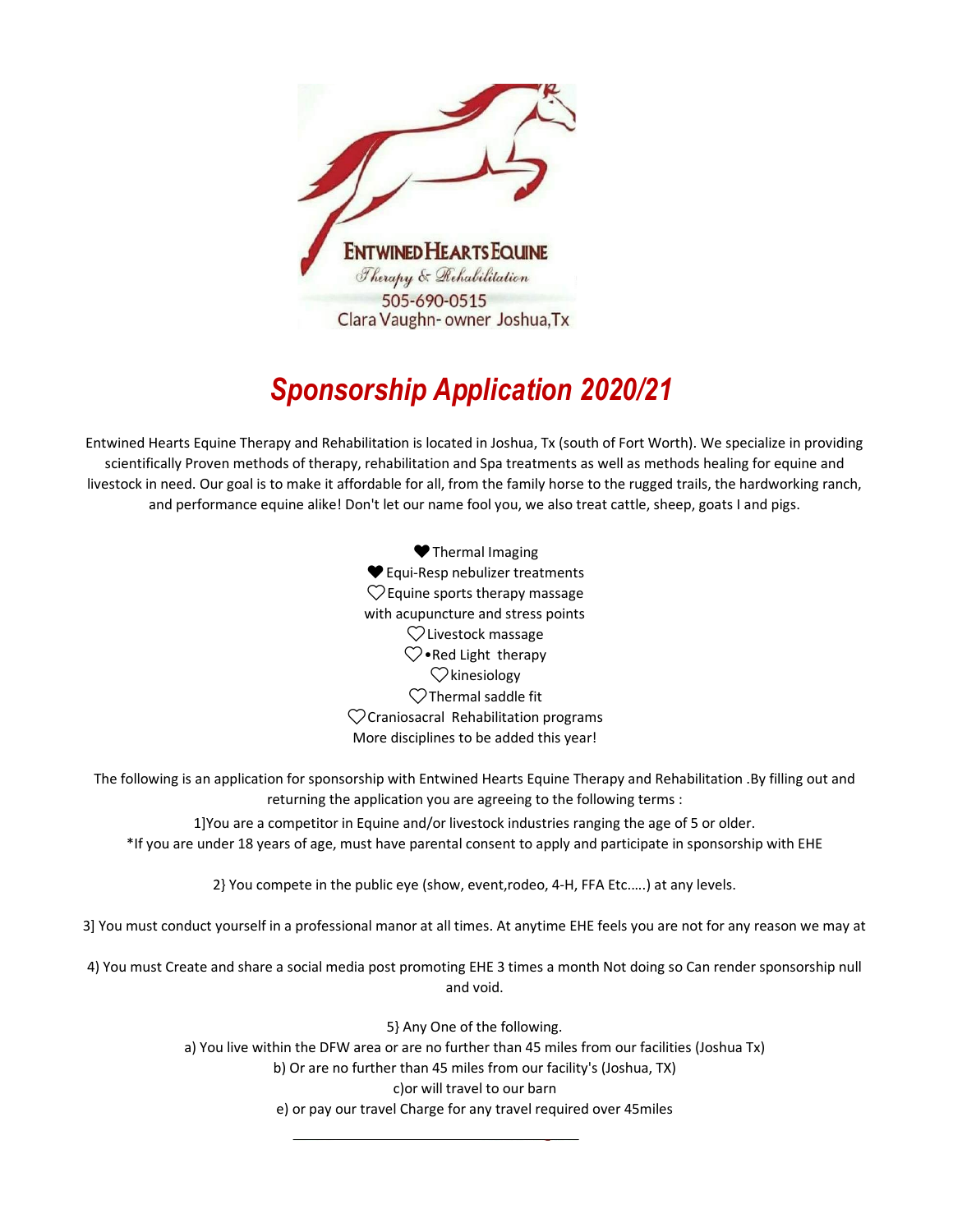ENTWINED HEARTS EQUINE
Therapy & Rehabilitation
505-690-0515
Clara Vaughn- owner Joshua,Tx

# *Sponsorship Application 2020/21*

Entwined Hearts Equine Therapy and Rehabilitation is located in Joshua, Tx (south of Fort Worth). We specialize in providing scientifically Proven methods of therapy, rehabilitation and Spa treatments as well as methods healing for equine and livestock in need. Our goal is to make it affordable for all, from the family horse to the rugged trails, the hardworking ranch, and performance equine alike! Don't let our name fool you, we also treat cattle, sheep, goats I and pigs.

♥ Thermal Imaging
♥ Equi-Resp nebulizer treatments
♡ Equine sports therapy massage
with acupuncture and stress points
♡ Livestock massage
♡ •Red Light therapy
♡ kinesiology
♡ Thermal saddle fit
♡ Craniosacral Rehabilitation programs
More disciplines to be added this year!

The following is an application for sponsorship with Entwined Hearts Equine Therapy and Rehabilitation .By filling out and returning the application you are agreeing to the following terms :

1]You are a competitor in Equine and/or livestock industries ranging the age of 5 or older.
*If you are under 18 years of age, must have parental consent to apply and participate in sponsorship with EHE

2} You compete in the public eye (show, event,rodeo, 4-H, FFA Etc…..) at any levels.

3] You must conduct yourself in a professional manor at all times. At anytime EHE feels you are not for any reason we may at

4) You must Create and share a social media post promoting EHE 3 times a month Not doing so Can render sponsorship null and void.

5} Any One of the following.
a) You live within the DFW area or are no further than 45 miles from our facilities (Joshua Tx)
b) Or are no further than 45 miles from our facility's (Joshua, TX)
c)or will travel to our barn
e) or pay our travel Charge for any travel required over 45miles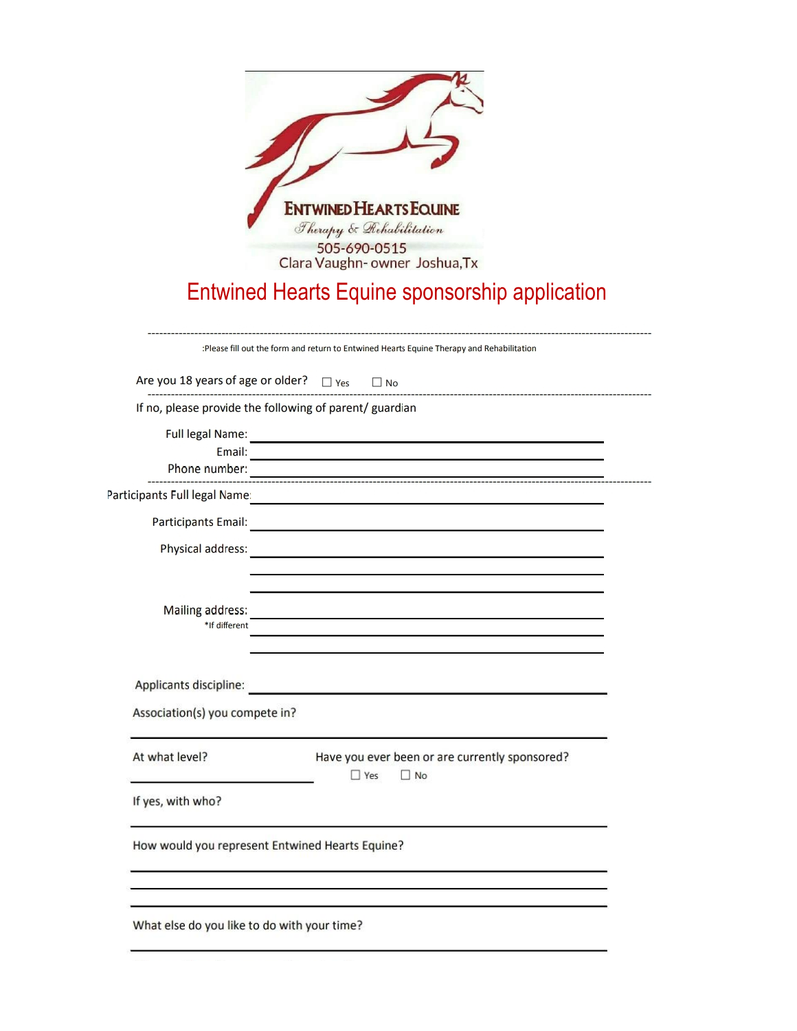ENTWINED HEARTS EQUINE

*Therapy & Rehabilitation*

505-690-0515

Clara Vaughn- owner Joshua,Tx

# Entwined Hearts Equine sponsorship application

:Please fill out the form and return to Entwined Hearts Equine Therapy and Rehabilitation

Are you 18 years of age or older? ☐ Yes ☐ No

If no, please provide the following of parent/ guardian

Full legal Name: ______________________________

Email: ______________________________

Phone number: ______________________________

Participants Full legal Name: ______________________________

Participants Email: ______________________________

Physical address: ______________________________

______________________________

______________________________

Mailing address: ______________________________

*If different ______________________________

______________________________

Applicants discipline: ______________________________

Association(s) you compete in?

______________________________

At what level?

______________________________

Have you ever been or are currently sponsored? ☐ Yes ☐ No

If yes, with who?

______________________________

How would you represent Entwined Hearts Equine?

______________________________

______________________________

______________________________

What else do you like to do with your time?

______________________________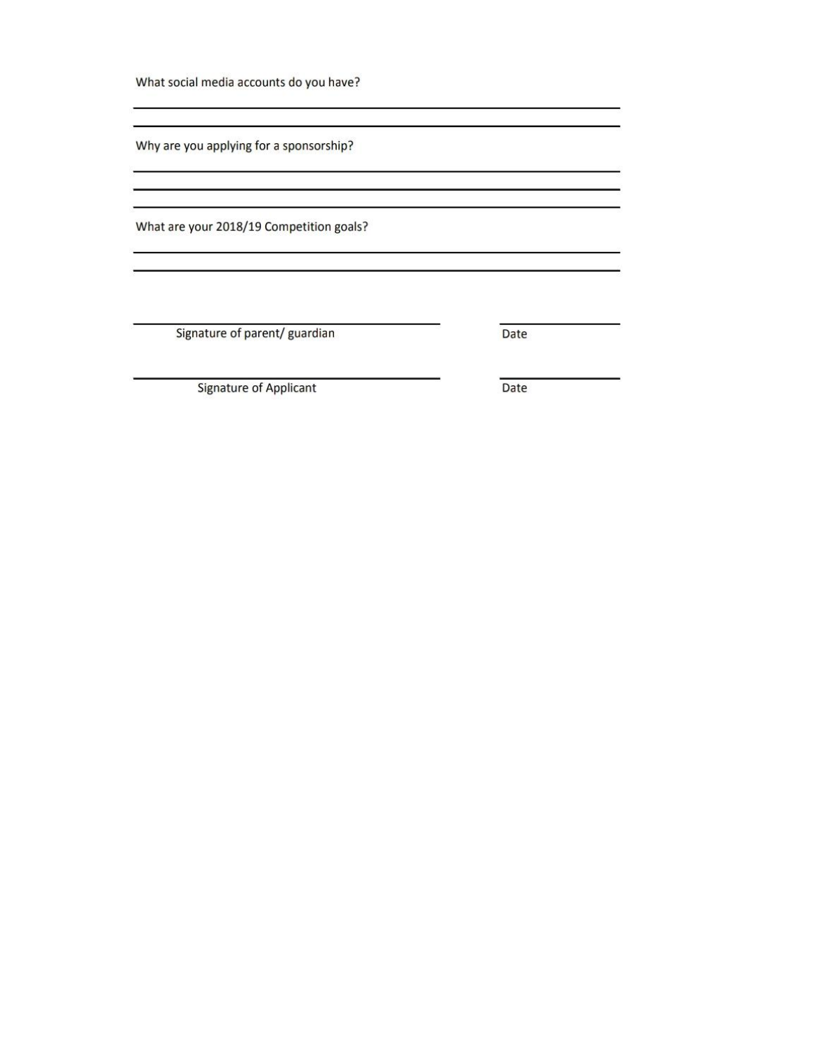What social media accounts do you have?

\_\_\_\_\_\_\_\_\_\_\_\_\_\_\_\_\_\_\_\_\_\_\_\_\_\_\_\_\_\_\_\_\_\_\_\_\_\_\_\_\_\_\_\_\_\_\_\_\_\_\_\_\_\_\_\_\_\_\_\_

\_\_\_\_\_\_\_\_\_\_\_\_\_\_\_\_\_\_\_\_\_\_\_\_\_\_\_\_\_\_\_\_\_\_\_\_\_\_\_\_\_\_\_\_\_\_\_\_\_\_\_\_\_\_\_\_\_\_\_\_

Why are you applying for a sponsorship?

\_\_\_\_\_\_\_\_\_\_\_\_\_\_\_\_\_\_\_\_\_\_\_\_\_\_\_\_\_\_\_\_\_\_\_\_\_\_\_\_\_\_\_\_\_\_\_\_\_\_\_\_\_\_\_\_\_\_\_\_

\_\_\_\_\_\_\_\_\_\_\_\_\_\_\_\_\_\_\_\_\_\_\_\_\_\_\_\_\_\_\_\_\_\_\_\_\_\_\_\_\_\_\_\_\_\_\_\_\_\_\_\_\_\_\_\_\_\_\_\_

\_\_\_\_\_\_\_\_\_\_\_\_\_\_\_\_\_\_\_\_\_\_\_\_\_\_\_\_\_\_\_\_\_\_\_\_\_\_\_\_\_\_\_\_\_\_\_\_\_\_\_\_\_\_\_\_\_\_\_\_

What are your 2018/19 Competition goals?

\_\_\_\_\_\_\_\_\_\_\_\_\_\_\_\_\_\_\_\_\_\_\_\_\_\_\_\_\_\_\_\_\_\_\_\_\_\_\_\_\_\_\_\_\_\_\_\_\_\_\_\_\_\_\_\_\_\_\_\_

\_\_\_\_\_\_\_\_\_\_\_\_\_\_\_\_\_\_\_\_\_\_\_\_\_\_\_\_\_\_\_\_\_\_\_\_\_\_\_\_\_\_\_\_\_\_\_\_\_\_\_\_\_\_\_\_\_\_\_\_

\_\_\_\_\_\_\_\_\_\_\_\_\_\_\_\_\_\_\_\_\_\_\_\_\_\_\_\_\_\_\_\_\_\_\_\_\_\_\_\_ \_\_\_\_\_\_\_\_\_\_\_\_\_\_\_\_

Signature of parent/ guardian Date

\_\_\_\_\_\_\_\_\_\_\_\_\_\_\_\_\_\_\_\_\_\_\_\_\_\_\_\_\_\_\_\_\_\_\_\_\_\_\_\_ \_\_\_\_\_\_\_\_\_\_\_\_\_\_\_\_

Signature of Applicant Date